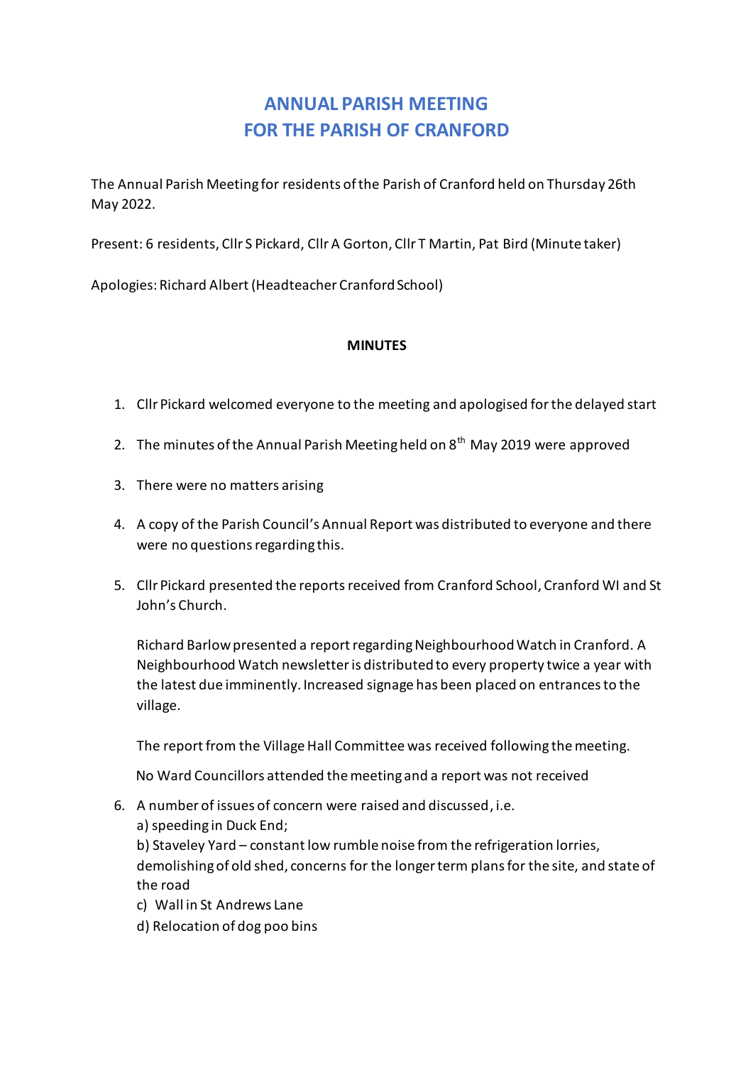# ANNUAL PARISH MEETING
# FOR THE PARISH OF CRANFORD

The Annual Parish Meeting for residents of the Parish of Cranford held on Thursday 26th May 2022.

Present: 6 residents, Cllr S Pickard, Cllr A Gorton, Cllr T Martin, Pat Bird (Minute taker)

Apologies: Richard Albert (Headteacher Cranford School)

**MINUTES**

1. Cllr Pickard welcomed everyone to the meeting and apologised for the delayed start

2. The minutes of the Annual Parish Meeting held on 8th May 2019 were approved

3. There were no matters arising

4. A copy of the Parish Council's Annual Report was distributed to everyone and there were no questions regarding this.

5. Cllr Pickard presented the reports received from Cranford School, Cranford WI and St John's Church.

   Richard Barlow presented a report regarding Neighbourhood Watch in Cranford. A Neighbourhood Watch newsletter is distributed to every property twice a year with the latest due imminently. Increased signage has been placed on entrances to the village.

   The report from the Village Hall Committee was received following the meeting.

   No Ward Councillors attended the meeting and a report was not received

6. A number of issues of concern were raised and discussed, i.e.
   a) speeding in Duck End;
   b) Staveley Yard – constant low rumble noise from the refrigeration lorries, demolishing of old shed, concerns for the longer term plans for the site, and state of the road
   c) Wall in St Andrews Lane
   d) Relocation of dog poo bins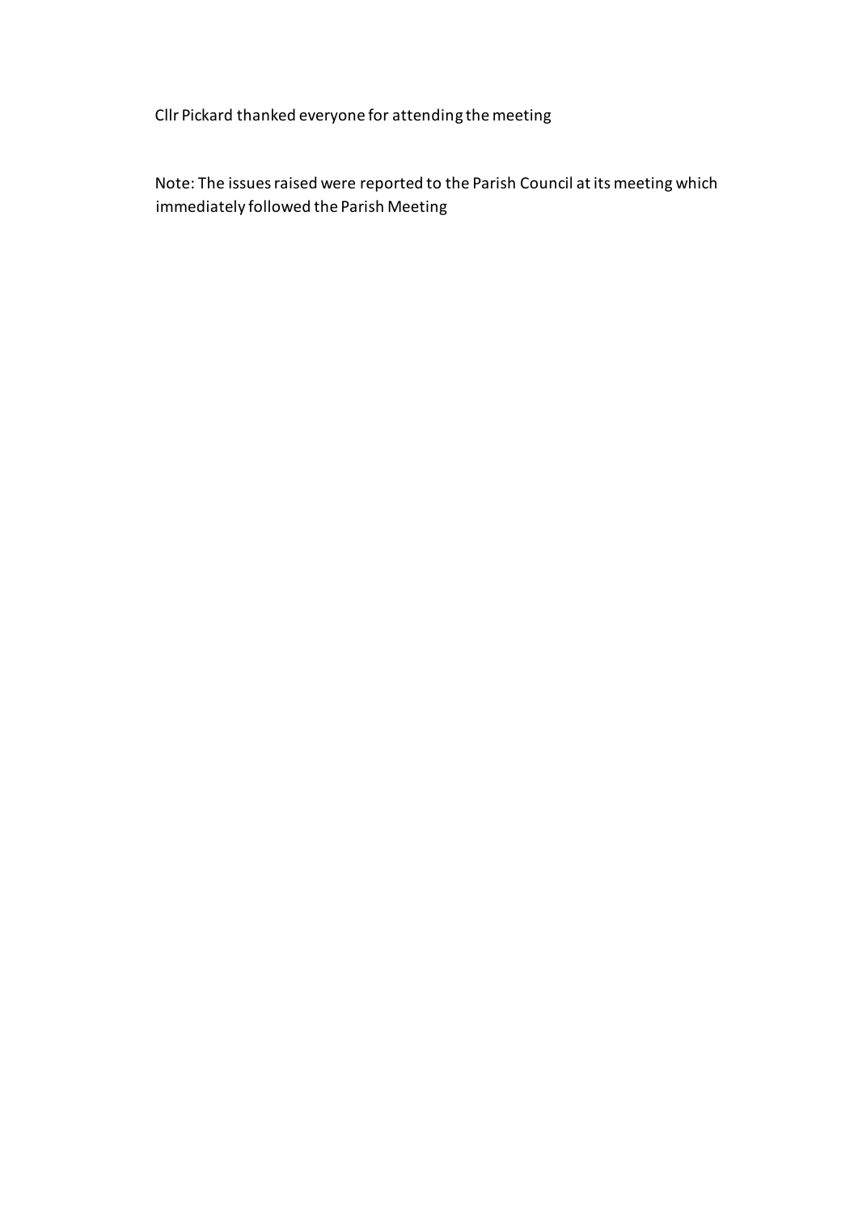Cllr Pickard thanked everyone for attending the meeting

Note: The issues raised were reported to the Parish Council at its meeting which immediately followed the Parish Meeting